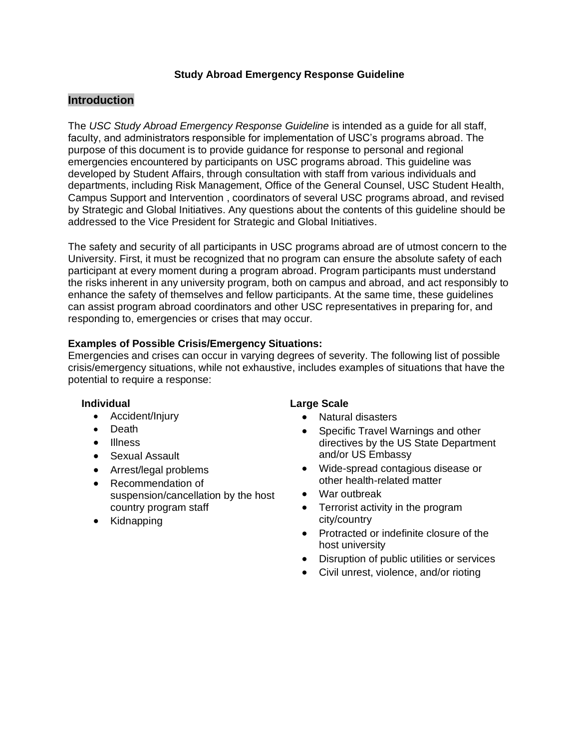# Study Abroad Emergency Response Guideline

## Introduction

The *USC Study Abroad Emergency Response Guideline* is intended as a guide for all staff, faculty, and administrators responsible for implementation of USC's programs abroad. The purpose of this document is to provide guidance for response to personal and regional emergencies encountered by participants on USC programs abroad. This guideline was developed by Student Affairs, through consultation with staff from various individuals and departments, including Risk Management, Office of the General Counsel, USC Student Health, Campus Support and Intervention , coordinators of several USC programs abroad, and revised by Strategic and Global Initiatives. Any questions about the contents of this guideline should be addressed to the Vice President for Strategic and Global Initiatives.

The safety and security of all participants in USC programs abroad are of utmost concern to the University. First, it must be recognized that no program can ensure the absolute safety of each participant at every moment during a program abroad. Program participants must understand the risks inherent in any university program, both on campus and abroad, and act responsibly to enhance the safety of themselves and fellow participants. At the same time, these guidelines can assist program abroad coordinators and other USC representatives in preparing for, and responding to, emergencies or crises that may occur.

**Examples of Possible Crisis/Emergency Situations:**
Emergencies and crises can occur in varying degrees of severity. The following list of possible crisis/emergency situations, while not exhaustive, includes examples of situations that have the potential to require a response:

**Individual**

- Accident/Injury
- Death
- Illness
- Sexual Assault
- Arrest/legal problems
- Recommendation of suspension/cancellation by the host country program staff
- Kidnapping

**Large Scale**

- Natural disasters
- Specific Travel Warnings and other directives by the US State Department and/or US Embassy
- Wide-spread contagious disease or other health-related matter
- War outbreak
- Terrorist activity in the program city/country
- Protracted or indefinite closure of the host university
- Disruption of public utilities or services
- Civil unrest, violence, and/or rioting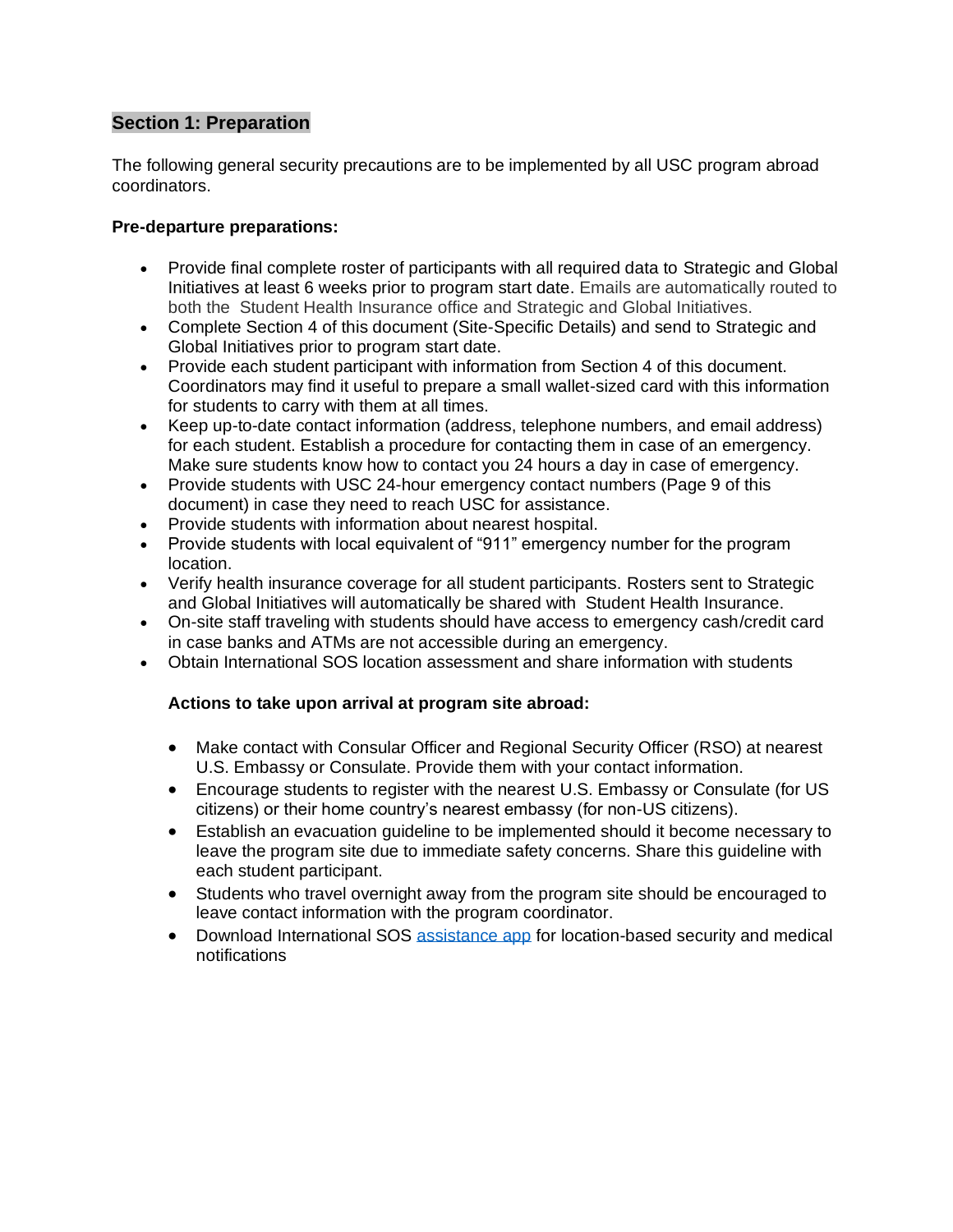## Section 1: Preparation

The following general security precautions are to be implemented by all USC program abroad coordinators.

**Pre-departure preparations:**

- Provide final complete roster of participants with all required data to Strategic and Global Initiatives at least 6 weeks prior to program start date. Emails are automatically routed to both the Student Health Insurance office and Strategic and Global Initiatives.
- Complete Section 4 of this document (Site-Specific Details) and send to Strategic and Global Initiatives prior to program start date.
- Provide each student participant with information from Section 4 of this document. Coordinators may find it useful to prepare a small wallet-sized card with this information for students to carry with them at all times.
- Keep up-to-date contact information (address, telephone numbers, and email address) for each student. Establish a procedure for contacting them in case of an emergency. Make sure students know how to contact you 24 hours a day in case of emergency.
- Provide students with USC 24-hour emergency contact numbers (Page 9 of this document) in case they need to reach USC for assistance.
- Provide students with information about nearest hospital.
- Provide students with local equivalent of "911" emergency number for the program location.
- Verify health insurance coverage for all student participants. Rosters sent to Strategic and Global Initiatives will automatically be shared with Student Health Insurance.
- On-site staff traveling with students should have access to emergency cash/credit card in case banks and ATMs are not accessible during an emergency.
- Obtain International SOS location assessment and share information with students

**Actions to take upon arrival at program site abroad:**

- Make contact with Consular Officer and Regional Security Officer (RSO) at nearest U.S. Embassy or Consulate. Provide them with your contact information.
- Encourage students to register with the nearest U.S. Embassy or Consulate (for US citizens) or their home country's nearest embassy (for non-US citizens).
- Establish an evacuation guideline to be implemented should it become necessary to leave the program site due to immediate safety concerns. Share this guideline with each student participant.
- Students who travel overnight away from the program site should be encouraged to leave contact information with the program coordinator.
- Download International SOS assistance app for location-based security and medical notifications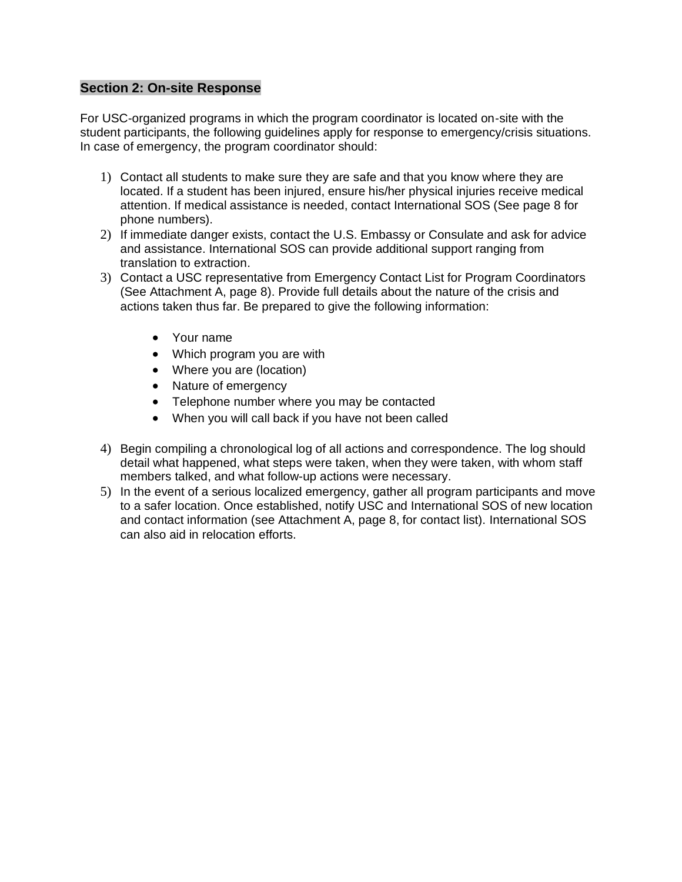## Section 2: On-site Response

For USC-organized programs in which the program coordinator is located on-site with the student participants, the following guidelines apply for response to emergency/crisis situations. In case of emergency, the program coordinator should:

1) Contact all students to make sure they are safe and that you know where they are located. If a student has been injured, ensure his/her physical injuries receive medical attention. If medical assistance is needed, contact International SOS (See page 8 for phone numbers).
2) If immediate danger exists, contact the U.S. Embassy or Consulate and ask for advice and assistance. International SOS can provide additional support ranging from translation to extraction.
3) Contact a USC representative from Emergency Contact List for Program Coordinators (See Attachment A, page 8). Provide full details about the nature of the crisis and actions taken thus far. Be prepared to give the following information:

    - Your name
    - Which program you are with
    - Where you are (location)
    - Nature of emergency
    - Telephone number where you may be contacted
    - When you will call back if you have not been called

4) Begin compiling a chronological log of all actions and correspondence. The log should detail what happened, what steps were taken, when they were taken, with whom staff members talked, and what follow-up actions were necessary.
5) In the event of a serious localized emergency, gather all program participants and move to a safer location. Once established, notify USC and International SOS of new location and contact information (see Attachment A, page 8, for contact list). International SOS can also aid in relocation efforts.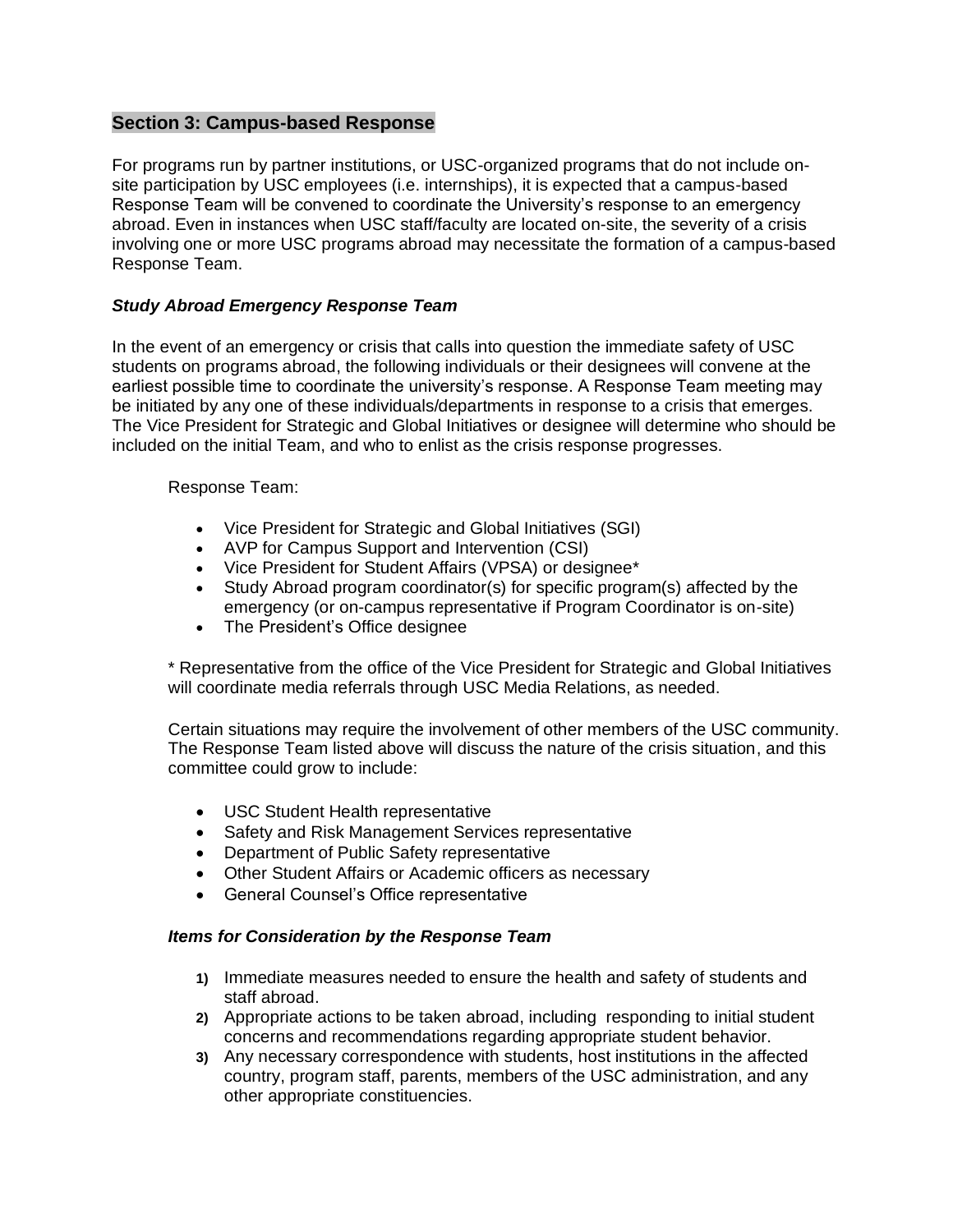## Section 3: Campus-based Response

For programs run by partner institutions, or USC-organized programs that do not include on-site participation by USC employees (i.e. internships), it is expected that a campus-based Response Team will be convened to coordinate the University's response to an emergency abroad. Even in instances when USC staff/faculty are located on-site, the severity of a crisis involving one or more USC programs abroad may necessitate the formation of a campus-based Response Team.

### *Study Abroad Emergency Response Team*

In the event of an emergency or crisis that calls into question the immediate safety of USC students on programs abroad, the following individuals or their designees will convene at the earliest possible time to coordinate the university's response. A Response Team meeting may be initiated by any one of these individuals/departments in response to a crisis that emerges. The Vice President for Strategic and Global Initiatives or designee will determine who should be included on the initial Team, and who to enlist as the crisis response progresses.

Response Team:

- Vice President for Strategic and Global Initiatives (SGI)
- AVP for Campus Support and Intervention (CSI)
- Vice President for Student Affairs (VPSA) or designee*
- Study Abroad program coordinator(s) for specific program(s) affected by the emergency (or on-campus representative if Program Coordinator is on-site)
- The President's Office designee

* Representative from the office of the Vice President for Strategic and Global Initiatives will coordinate media referrals through USC Media Relations, as needed.

Certain situations may require the involvement of other members of the USC community. The Response Team listed above will discuss the nature of the crisis situation, and this committee could grow to include:

- USC Student Health representative
- Safety and Risk Management Services representative
- Department of Public Safety representative
- Other Student Affairs or Academic officers as necessary
- General Counsel's Office representative

### *Items for Consideration by the Response Team*

1) Immediate measures needed to ensure the health and safety of students and staff abroad.
2) Appropriate actions to be taken abroad, including responding to initial student concerns and recommendations regarding appropriate student behavior.
3) Any necessary correspondence with students, host institutions in the affected country, program staff, parents, members of the USC administration, and any other appropriate constituencies.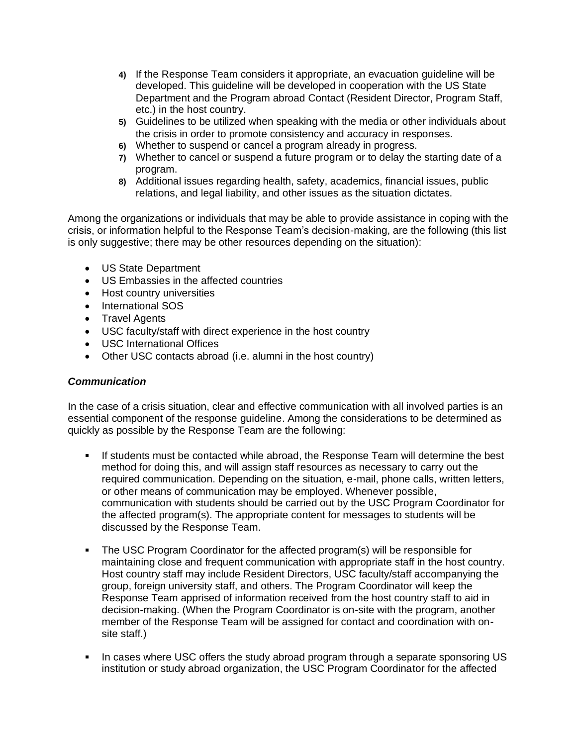4) If the Response Team considers it appropriate, an evacuation guideline will be developed. This guideline will be developed in cooperation with the US State Department and the Program abroad Contact (Resident Director, Program Staff, etc.) in the host country.
5) Guidelines to be utilized when speaking with the media or other individuals about the crisis in order to promote consistency and accuracy in responses.
6) Whether to suspend or cancel a program already in progress.
7) Whether to cancel or suspend a future program or to delay the starting date of a program.
8) Additional issues regarding health, safety, academics, financial issues, public relations, and legal liability, and other issues as the situation dictates.

Among the organizations or individuals that may be able to provide assistance in coping with the crisis, or information helpful to the Response Team's decision-making, are the following (this list is only suggestive; there may be other resources depending on the situation):

- US State Department
- US Embassies in the affected countries
- Host country universities
- International SOS
- Travel Agents
- USC faculty/staff with direct experience in the host country
- USC International Offices
- Other USC contacts abroad (i.e. alumni in the host country)

***Communication***

In the case of a crisis situation, clear and effective communication with all involved parties is an essential component of the response guideline. Among the considerations to be determined as quickly as possible by the Response Team are the following:

- If students must be contacted while abroad, the Response Team will determine the best method for doing this, and will assign staff resources as necessary to carry out the required communication. Depending on the situation, e-mail, phone calls, written letters, or other means of communication may be employed. Whenever possible, communication with students should be carried out by the USC Program Coordinator for the affected program(s). The appropriate content for messages to students will be discussed by the Response Team.

- The USC Program Coordinator for the affected program(s) will be responsible for maintaining close and frequent communication with appropriate staff in the host country. Host country staff may include Resident Directors, USC faculty/staff accompanying the group, foreign university staff, and others. The Program Coordinator will keep the Response Team apprised of information received from the host country staff to aid in decision-making. (When the Program Coordinator is on-site with the program, another member of the Response Team will be assigned for contact and coordination with on-site staff.)

- In cases where USC offers the study abroad program through a separate sponsoring US institution or study abroad organization, the USC Program Coordinator for the affected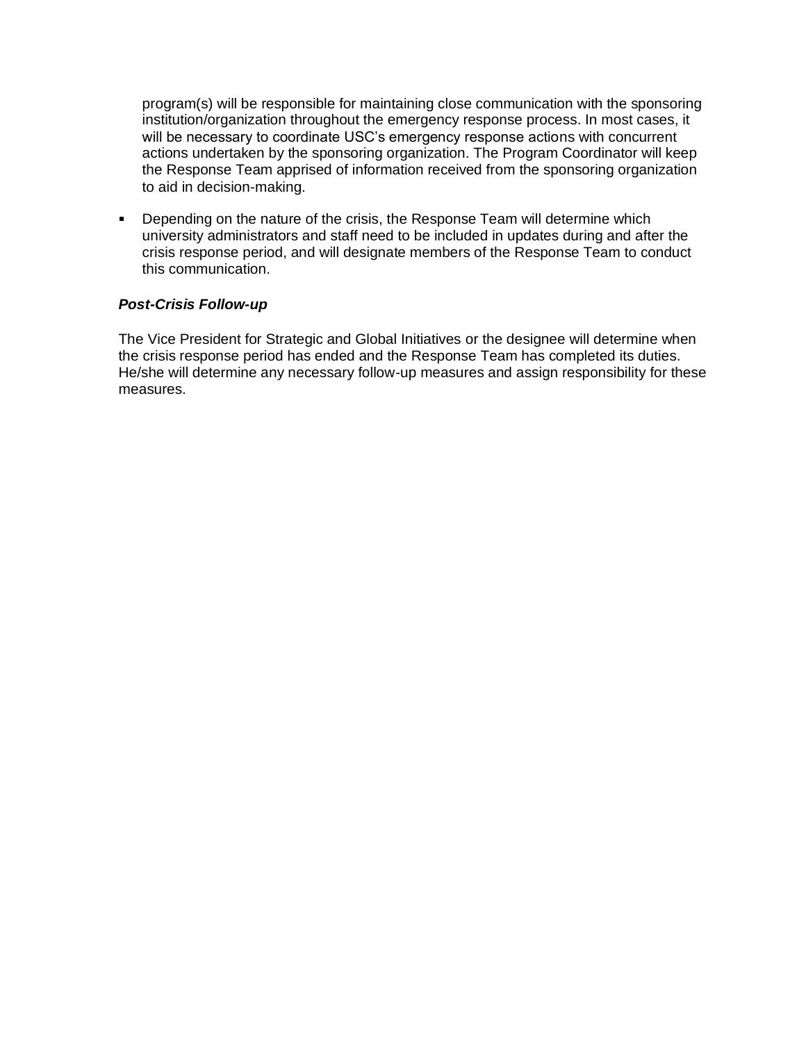program(s) will be responsible for maintaining close communication with the sponsoring institution/organization throughout the emergency response process. In most cases, it will be necessary to coordinate USC's emergency response actions with concurrent actions undertaken by the sponsoring organization. The Program Coordinator will keep the Response Team apprised of information received from the sponsoring organization to aid in decision-making.

- Depending on the nature of the crisis, the Response Team will determine which university administrators and staff need to be included in updates during and after the crisis response period, and will designate members of the Response Team to conduct this communication.

***Post-Crisis Follow-up***

The Vice President for Strategic and Global Initiatives or the designee will determine when the crisis response period has ended and the Response Team has completed its duties. He/she will determine any necessary follow-up measures and assign responsibility for these measures.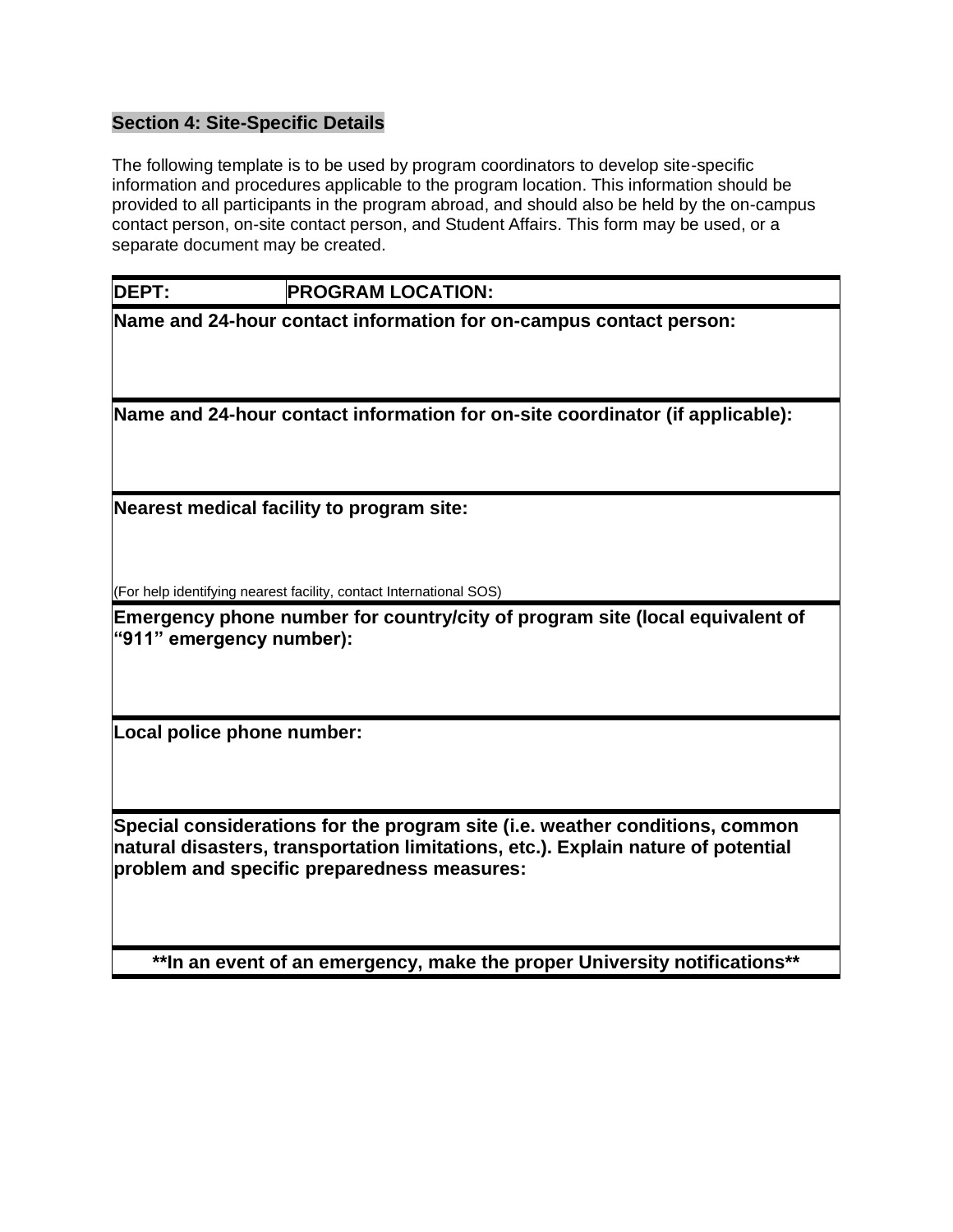## Section 4: Site-Specific Details

The following template is to be used by program coordinators to develop site-specific information and procedures applicable to the program location. This information should be provided to all participants in the program abroad, and should also be held by the on-campus contact person, on-site contact person, and Student Affairs. This form may be used, or a separate document may be created.

| **DEPT:** | **PROGRAM LOCATION:** |
|---|---|
| **Name and 24-hour contact information for on-campus contact person:** | |
| **Name and 24-hour contact information for on-site coordinator (if applicable):** | |
| **Nearest medical facility to program site:**<br><br>(For help identifying nearest facility, contact International SOS) | |
| **Emergency phone number for country/city of program site (local equivalent of "911" emergency number):** | |
| **Local police phone number:** | |
| **Special considerations for the program site (i.e. weather conditions, common natural disasters, transportation limitations, etc.). Explain nature of potential problem and specific preparedness measures:** | |
| **\*\*In an event of an emergency, make the proper University notifications\*\*** | |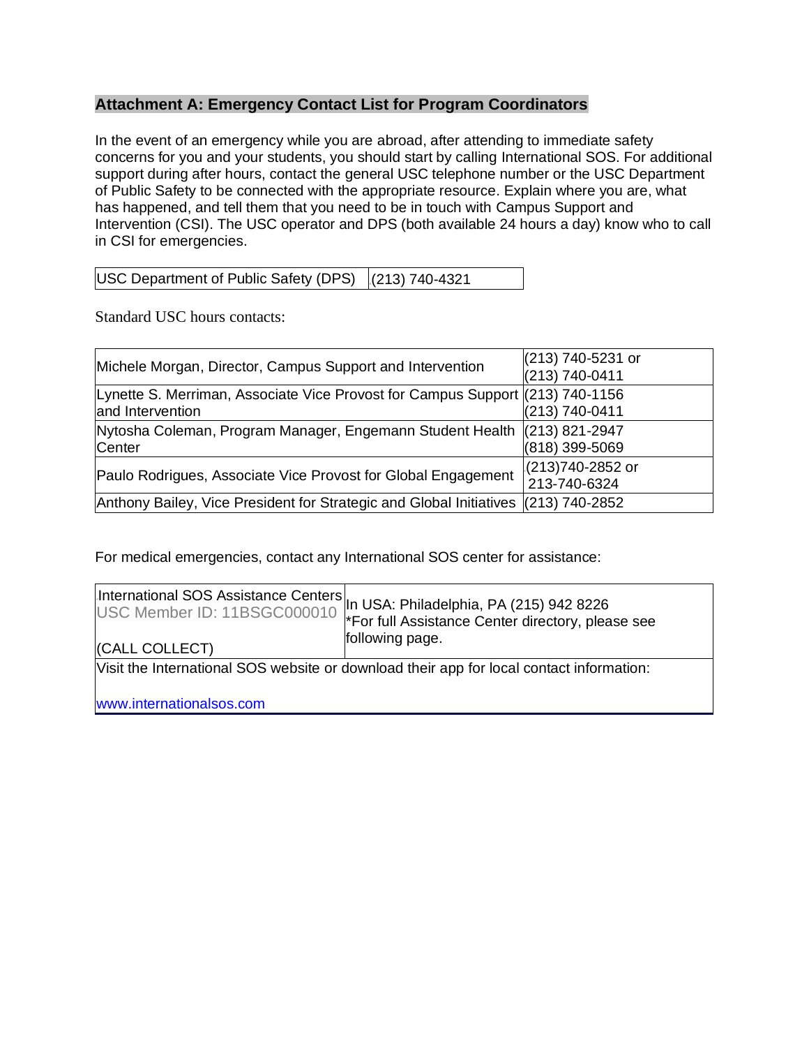## Attachment A: Emergency Contact List for Program Coordinators

In the event of an emergency while you are abroad, after attending to immediate safety concerns for you and your students, you should start by calling International SOS. For additional support during after hours, contact the general USC telephone number or the USC Department of Public Safety to be connected with the appropriate resource. Explain where you are, what has happened, and tell them that you need to be in touch with Campus Support and Intervention (CSI). The USC operator and DPS (both available 24 hours a day) know who to call in CSI for emergencies.

| | |
|---|---|
| USC Department of Public Safety (DPS) | (213) 740-4321 |

Standard USC hours contacts:

| | |
|---|---|
| Michele Morgan, Director, Campus Support and Intervention | (213) 740-5231 or (213) 740-0411 |
| Lynette S. Merriman, Associate Vice Provost for Campus Support and Intervention | (213) 740-1156 (213) 740-0411 |
| Nytosha Coleman, Program Manager, Engemann Student Health Center | (213) 821-2947 (818) 399-5069 |
| Paulo Rodrigues, Associate Vice Provost for Global Engagement | (213)740-2852 or 213-740-6324 |
| Anthony Bailey, Vice President for Strategic and Global Initiatives | (213) 740-2852 |

For medical emergencies, contact any International SOS center for assistance:

| | |
|---|---|
| International SOS Assistance Centers USC Member ID: 11BSGC000010 (CALL COLLECT) | In USA: Philadelphia, PA (215) 942 8226 *For full Assistance Center directory, please see following page. |
| Visit the International SOS website or download their app for local contact information: www.internationalsos.com | |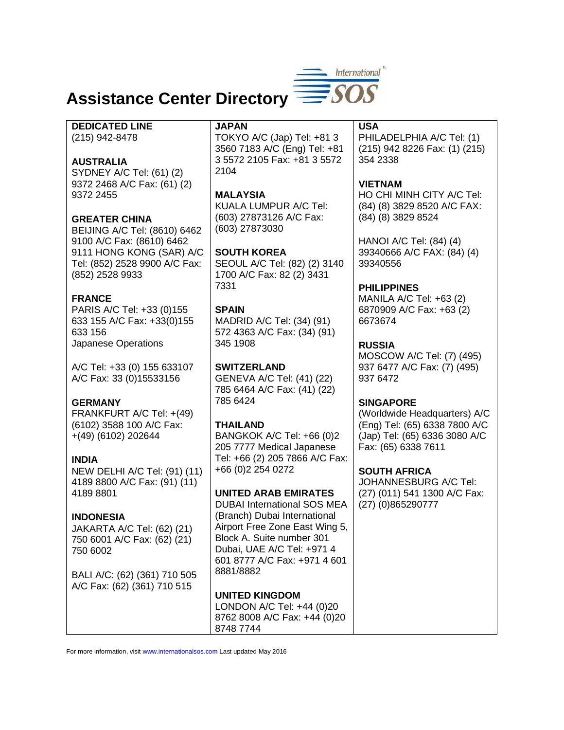# Assistance Center Directory

International SOS

**DEDICATED LINE**
(215) 942-8478

**AUSTRALIA**
SYDNEY A/C Tel: (61) (2) 9372 2468 A/C Fax: (61) (2) 9372 2455

**GREATER CHINA**
BEIJING A/C Tel: (8610) 6462 9100 A/C Fax: (8610) 6462 9111 HONG KONG (SAR) A/C Tel: (852) 2528 9900 A/C Fax: (852) 2528 9933

**FRANCE**
PARIS A/C Tel: +33 (0)155 633 155 A/C Fax: +33(0)155 633 156
Japanese Operations

A/C Tel: +33 (0) 155 633107
A/C Fax: 33 (0)15533156

**GERMANY**
FRANKFURT A/C Tel: +(49) (6102) 3588 100 A/C Fax: +(49) (6102) 202644

**INDIA**
NEW DELHI A/C Tel: (91) (11) 4189 8800 A/C Fax: (91) (11) 4189 8801

**INDONESIA**
JAKARTA A/C Tel: (62) (21) 750 6001 A/C Fax: (62) (21) 750 6002

BALI A/C: (62) (361) 710 505
A/C Fax: (62) (361) 710 515

**JAPAN**
TOKYO A/C (Jap) Tel: +81 3 3560 7183 A/C (Eng) Tel: +81 3 5572 2105 Fax: +81 3 5572 2104

**MALAYSIA**
KUALA LUMPUR A/C Tel: (603) 27873126 A/C Fax: (603) 27873030

**SOUTH KOREA**
SEOUL A/C Tel: (82) (2) 3140 1700 A/C Fax: 82 (2) 3431 7331

**SPAIN**
MADRID A/C Tel: (34) (91) 572 4363 A/C Fax: (34) (91) 345 1908

**SWITZERLAND**
GENEVA A/C Tel: (41) (22) 785 6464 A/C Fax: (41) (22) 785 6424

**THAILAND**
BANGKOK A/C Tel: +66 (0)2 205 7777 Medical Japanese Tel: +66 (2) 205 7866 A/C Fax: +66 (0)2 254 0272

**UNITED ARAB EMIRATES**
DUBAI International SOS MEA (Branch) Dubai International Airport Free Zone East Wing 5, Block A. Suite number 301 Dubai, UAE A/C Tel: +971 4 601 8777 A/C Fax: +971 4 601 8881/8882

**UNITED KINGDOM**
LONDON A/C Tel: +44 (0)20 8762 8008 A/C Fax: +44 (0)20 8748 7744

**USA**
PHILADELPHIA A/C Tel: (1) (215) 942 8226 Fax: (1) (215) 354 2338

**VIETNAM**
HO CHI MINH CITY A/C Tel: (84) (8) 3829 8520 A/C FAX: (84) (8) 3829 8524

HANOI A/C Tel: (84) (4) 39340666 A/C FAX: (84) (4) 39340556

**PHILIPPINES**
MANILA A/C Tel: +63 (2) 6870909 A/C Fax: +63 (2) 6673674

**RUSSIA**
MOSCOW A/C Tel: (7) (495) 937 6477 A/C Fax: (7) (495) 937 6472

**SINGAPORE**
(Worldwide Headquarters) A/C (Eng) Tel: (65) 6338 7800 A/C (Jap) Tel: (65) 6336 3080 A/C Fax: (65) 6338 7611

**SOUTH AFRICA**
JOHANNESBURG A/C Tel: (27) (011) 541 1300 A/C Fax: (27) (0)865290777

For more information, visit www.internationalsos.com Last updated May 2016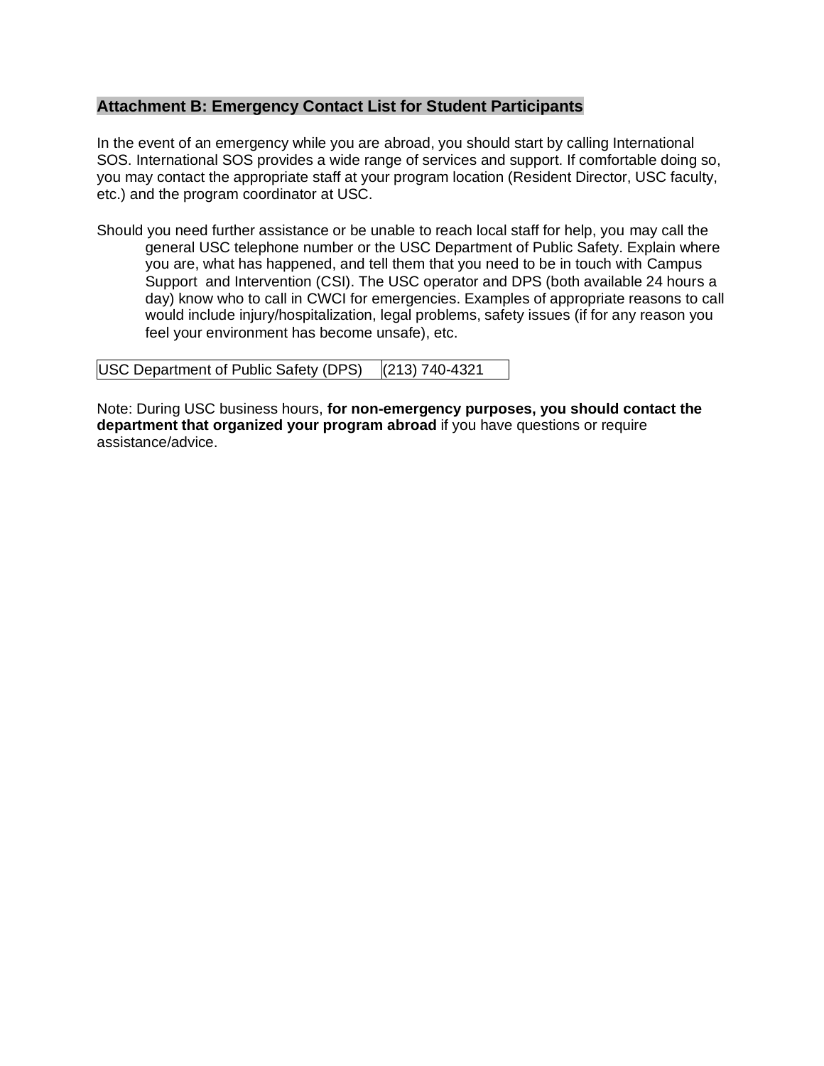## Attachment B: Emergency Contact List for Student Participants

In the event of an emergency while you are abroad, you should start by calling International SOS. International SOS provides a wide range of services and support. If comfortable doing so, you may contact the appropriate staff at your program location (Resident Director, USC faculty, etc.) and the program coordinator at USC.

Should you need further assistance or be unable to reach local staff for help, you may call the general USC telephone number or the USC Department of Public Safety. Explain where you are, what has happened, and tell them that you need to be in touch with Campus Support and Intervention (CSI). The USC operator and DPS (both available 24 hours a day) know who to call in CWCI for emergencies. Examples of appropriate reasons to call would include injury/hospitalization, legal problems, safety issues (if for any reason you feel your environment has become unsafe), etc.

| | |
|---|---|
| USC Department of Public Safety (DPS) | (213) 740-4321 |

Note: During USC business hours, **for non-emergency purposes, you should contact the department that organized your program abroad** if you have questions or require assistance/advice.